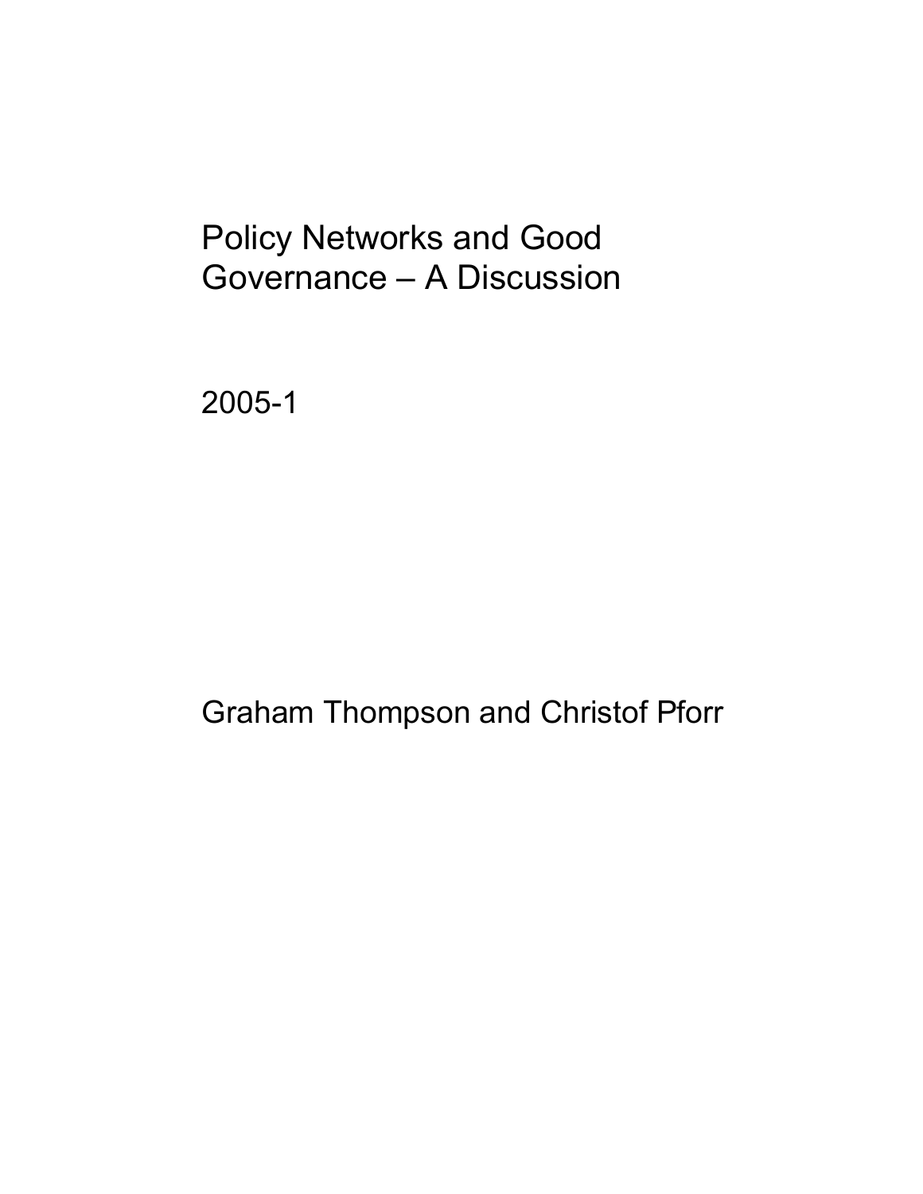# Policy Networks and Good Governance – A Discussion

2005-1

Graham Thompson and Christof Pforr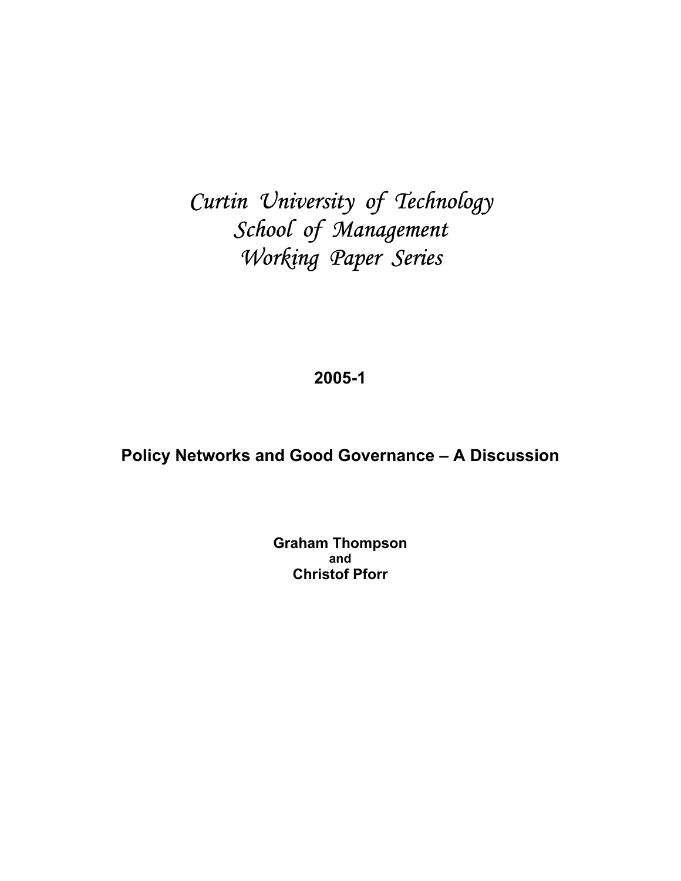*Curtin University of Technology*
*School of Management*
*Working Paper Series*

**2005-1**

**Policy Networks and Good Governance – A Discussion**

**Graham Thompson**
**and**
**Christof Pforr**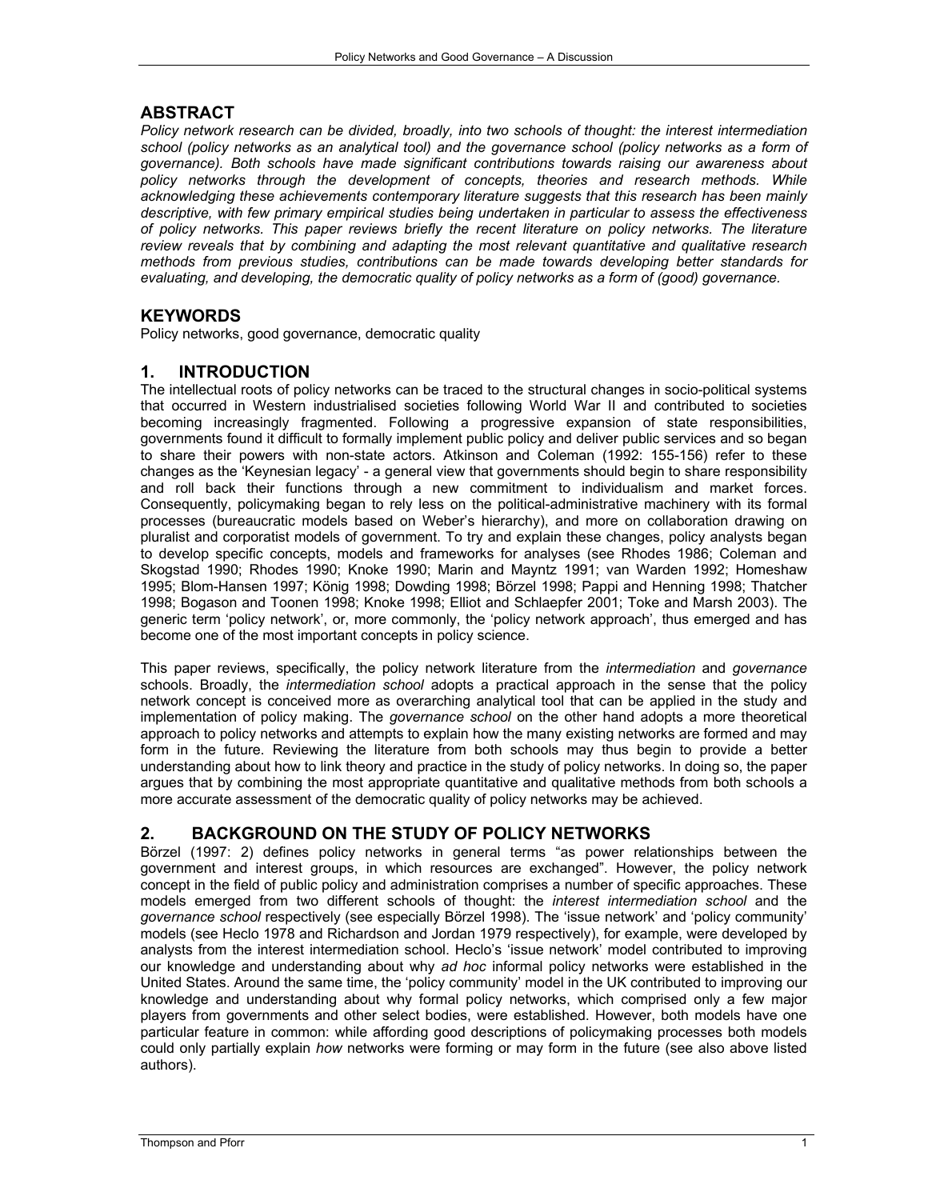## ABSTRACT

*Policy network research can be divided, broadly, into two schools of thought: the interest intermediation school (policy networks as an analytical tool) and the governance school (policy networks as a form of governance). Both schools have made significant contributions towards raising our awareness about policy networks through the development of concepts, theories and research methods. While acknowledging these achievements contemporary literature suggests that this research has been mainly descriptive, with few primary empirical studies being undertaken in particular to assess the effectiveness of policy networks. This paper reviews briefly the recent literature on policy networks. The literature review reveals that by combining and adapting the most relevant quantitative and qualitative research methods from previous studies, contributions can be made towards developing better standards for evaluating, and developing, the democratic quality of policy networks as a form of (good) governance.*

## KEYWORDS

Policy networks, good governance, democratic quality

## 1. INTRODUCTION

The intellectual roots of policy networks can be traced to the structural changes in socio-political systems that occurred in Western industrialised societies following World War II and contributed to societies becoming increasingly fragmented. Following a progressive expansion of state responsibilities, governments found it difficult to formally implement public policy and deliver public services and so began to share their powers with non-state actors. Atkinson and Coleman (1992: 155-156) refer to these changes as the 'Keynesian legacy' - a general view that governments should begin to share responsibility and roll back their functions through a new commitment to individualism and market forces. Consequently, policymaking began to rely less on the political-administrative machinery with its formal processes (bureaucratic models based on Weber's hierarchy), and more on collaboration drawing on pluralist and corporatist models of government. To try and explain these changes, policy analysts began to develop specific concepts, models and frameworks for analyses (see Rhodes 1986; Coleman and Skogstad 1990; Rhodes 1990; Knoke 1990; Marin and Mayntz 1991; van Warden 1992; Homeshaw 1995; Blom-Hansen 1997; König 1998; Dowding 1998; Börzel 1998; Pappi and Henning 1998; Thatcher 1998; Bogason and Toonen 1998; Knoke 1998; Elliot and Schlaepfer 2001; Toke and Marsh 2003). The generic term 'policy network', or, more commonly, the 'policy network approach', thus emerged and has become one of the most important concepts in policy science.

This paper reviews, specifically, the policy network literature from the *intermediation* and *governance* schools. Broadly, the *intermediation school* adopts a practical approach in the sense that the policy network concept is conceived more as overarching analytical tool that can be applied in the study and implementation of policy making. The *governance school* on the other hand adopts a more theoretical approach to policy networks and attempts to explain how the many existing networks are formed and may form in the future. Reviewing the literature from both schools may thus begin to provide a better understanding about how to link theory and practice in the study of policy networks. In doing so, the paper argues that by combining the most appropriate quantitative and qualitative methods from both schools a more accurate assessment of the democratic quality of policy networks may be achieved.

## 2. BACKGROUND ON THE STUDY OF POLICY NETWORKS

Börzel (1997: 2) defines policy networks in general terms "as power relationships between the government and interest groups, in which resources are exchanged". However, the policy network concept in the field of public policy and administration comprises a number of specific approaches. These models emerged from two different schools of thought: the *interest intermediation school* and the *governance school* respectively (see especially Börzel 1998). The 'issue network' and 'policy community' models (see Heclo 1978 and Richardson and Jordan 1979 respectively), for example, were developed by analysts from the interest intermediation school. Heclo's 'issue network' model contributed to improving our knowledge and understanding about why *ad hoc* informal policy networks were established in the United States. Around the same time, the 'policy community' model in the UK contributed to improving our knowledge and understanding about why formal policy networks, which comprised only a few major players from governments and other select bodies, were established. However, both models have one particular feature in common: while affording good descriptions of policymaking processes both models could only partially explain *how* networks were forming or may form in the future (see also above listed authors).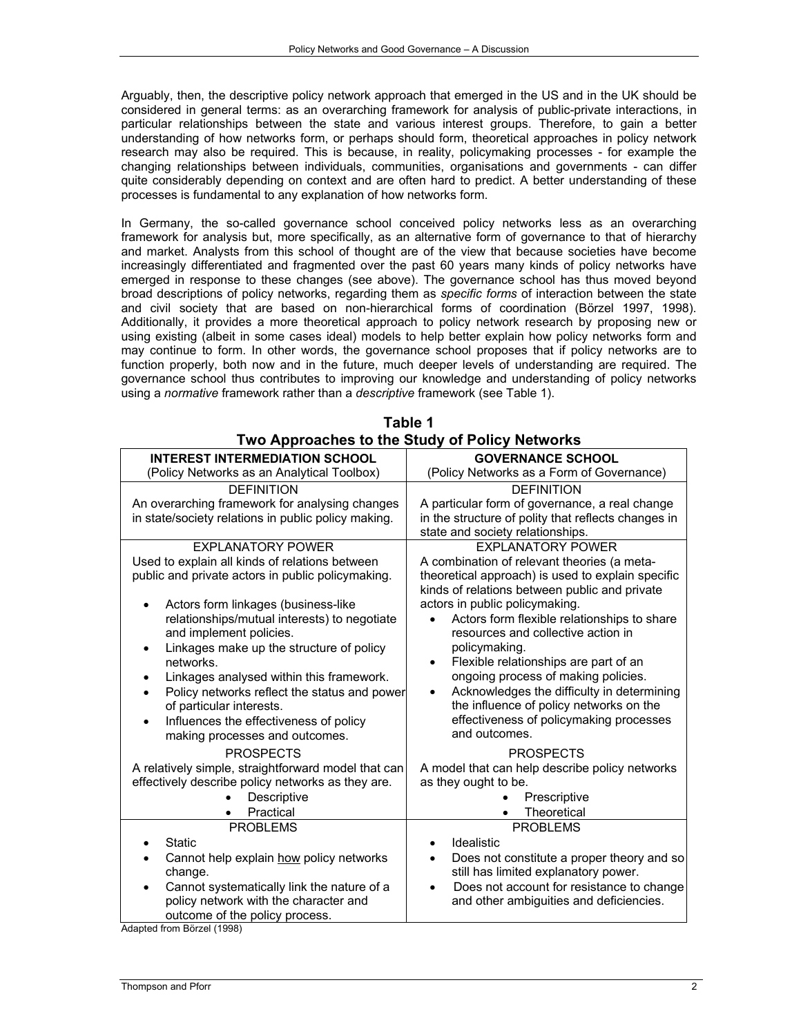Arguably, then, the descriptive policy network approach that emerged in the US and in the UK should be considered in general terms: as an overarching framework for analysis of public-private interactions, in particular relationships between the state and various interest groups. Therefore, to gain a better understanding of how networks form, or perhaps should form, theoretical approaches in policy network research may also be required. This is because, in reality, policymaking processes - for example the changing relationships between individuals, communities, organisations and governments - can differ quite considerably depending on context and are often hard to predict. A better understanding of these processes is fundamental to any explanation of how networks form.

In Germany, the so-called governance school conceived policy networks less as an overarching framework for analysis but, more specifically, as an alternative form of governance to that of hierarchy and market. Analysts from this school of thought are of the view that because societies have become increasingly differentiated and fragmented over the past 60 years many kinds of policy networks have emerged in response to these changes (see above). The governance school has thus moved beyond broad descriptions of policy networks, regarding them as *specific forms* of interaction between the state and civil society that are based on non-hierarchical forms of coordination (Börzel 1997, 1998). Additionally, it provides a more theoretical approach to policy network research by proposing new or using existing (albeit in some cases ideal) models to help better explain how policy networks form and may continue to form. In other words, the governance school proposes that if policy networks are to function properly, both now and in the future, much deeper levels of understanding are required. The governance school thus contributes to improving our knowledge and understanding of policy networks using a *normative* framework rather than a *descriptive* framework (see Table 1).

**Table 1**
**Two Approaches to the Study of Policy Networks**

| **INTEREST INTERMEDIATION SCHOOL**<br>(Policy Networks as an Analytical Toolbox) | **GOVERNANCE SCHOOL**<br>(Policy Networks as a Form of Governance) |
|---|---|
| DEFINITION<br>An overarching framework for analysing changes in state/society relations in public policy making. | DEFINITION<br>A particular form of governance, a real change in the structure of polity that reflects changes in state and society relationships. |
| EXPLANATORY POWER<br>Used to explain all kinds of relations between public and private actors in public policymaking.<br>• Actors form linkages (business-like relationships/mutual interests) to negotiate and implement policies.<br>• Linkages make up the structure of policy networks.<br>• Linkages analysed within this framework.<br>• Policy networks reflect the status and power of particular interests.<br>• Influences the effectiveness of policy making processes and outcomes.<br>PROSPECTS<br>A relatively simple, straightforward model that can effectively describe policy networks as they are.<br>• Descriptive<br>• Practical | EXPLANATORY POWER<br>A combination of relevant theories (a meta-theoretical approach) is used to explain specific kinds of relations between public and private actors in public policymaking.<br>• Actors form flexible relationships to share resources and collective action in policymaking.<br>• Flexible relationships are part of an ongoing process of making policies.<br>• Acknowledges the difficulty in determining the influence of policy networks on the effectiveness of policymaking processes and outcomes.<br>PROSPECTS<br>A model that can help describe policy networks as they ought to be.<br>• Prescriptive<br>• Theoretical |
| PROBLEMS<br>• Static<br>• Cannot help explain how policy networks change.<br>• Cannot systematically link the nature of a policy network with the character and outcome of the policy process. | PROBLEMS<br>• Idealistic<br>• Does not constitute a proper theory and so still has limited explanatory power.<br>• Does not account for resistance to change and other ambiguities and deficiencies. |

Adapted from Börzel (1998)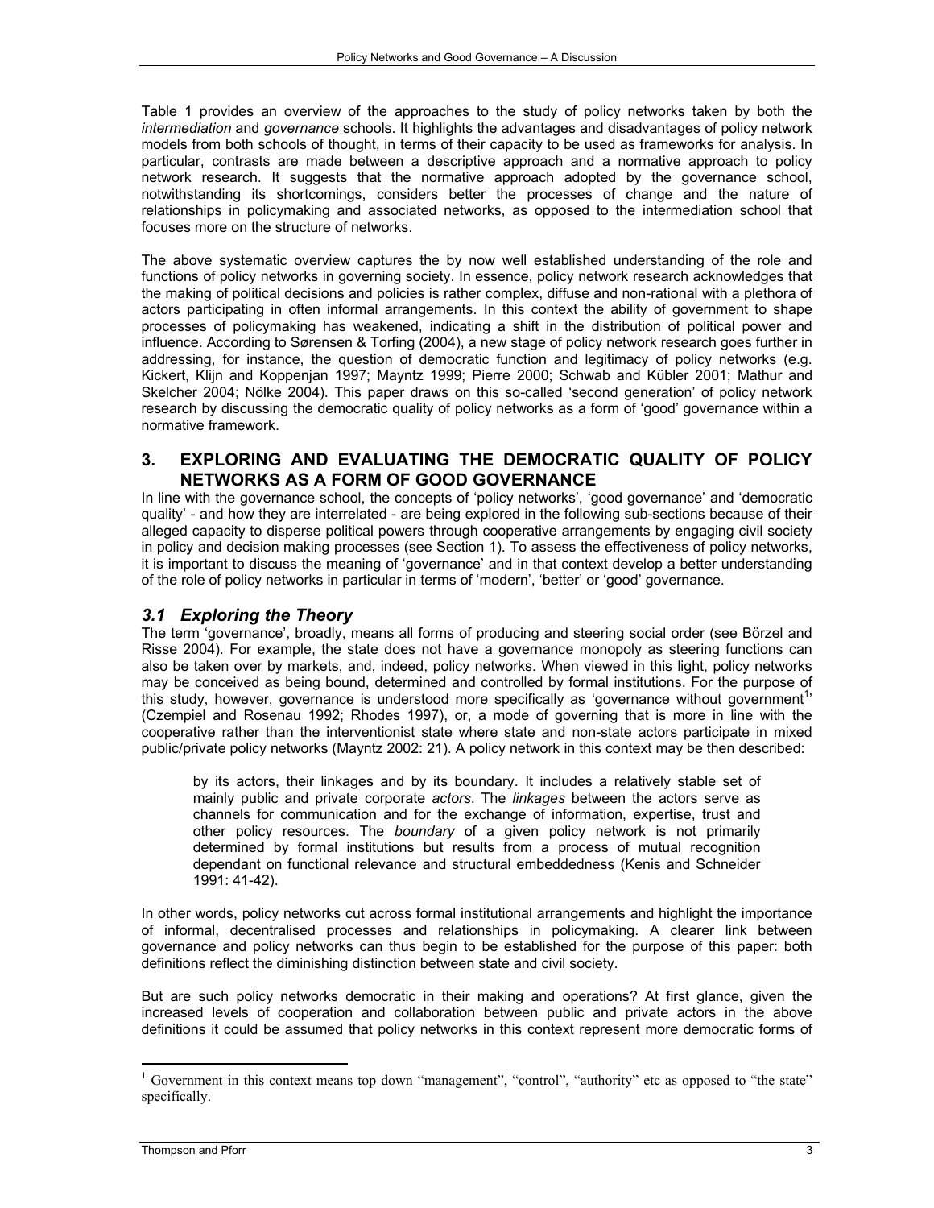Table 1 provides an overview of the approaches to the study of policy networks taken by both the *intermediation* and *governance* schools. It highlights the advantages and disadvantages of policy network models from both schools of thought, in terms of their capacity to be used as frameworks for analysis. In particular, contrasts are made between a descriptive approach and a normative approach to policy network research. It suggests that the normative approach adopted by the governance school, notwithstanding its shortcomings, considers better the processes of change and the nature of relationships in policymaking and associated networks, as opposed to the intermediation school that focuses more on the structure of networks.

The above systematic overview captures the by now well established understanding of the role and functions of policy networks in governing society. In essence, policy network research acknowledges that the making of political decisions and policies is rather complex, diffuse and non-rational with a plethora of actors participating in often informal arrangements. In this context the ability of government to shape processes of policymaking has weakened, indicating a shift in the distribution of political power and influence. According to Sørensen & Torfing (2004), a new stage of policy network research goes further in addressing, for instance, the question of democratic function and legitimacy of policy networks (e.g. Kickert, Klijn and Koppenjan 1997; Mayntz 1999; Pierre 2000; Schwab and Kübler 2001; Mathur and Skelcher 2004; Nölke 2004). This paper draws on this so-called 'second generation' of policy network research by discussing the democratic quality of policy networks as a form of 'good' governance within a normative framework.

## 3. EXPLORING AND EVALUATING THE DEMOCRATIC QUALITY OF POLICY NETWORKS AS A FORM OF GOOD GOVERNANCE

In line with the governance school, the concepts of 'policy networks', 'good governance' and 'democratic quality' - and how they are interrelated - are being explored in the following sub-sections because of their alleged capacity to disperse political powers through cooperative arrangements by engaging civil society in policy and decision making processes (see Section 1). To assess the effectiveness of policy networks, it is important to discuss the meaning of 'governance' and in that context develop a better understanding of the role of policy networks in particular in terms of 'modern', 'better' or 'good' governance.

### *3.1 Exploring the Theory*

The term 'governance', broadly, means all forms of producing and steering social order (see Börzel and Risse 2004). For example, the state does not have a governance monopoly as steering functions can also be taken over by markets, and, indeed, policy networks. When viewed in this light, policy networks may be conceived as being bound, determined and controlled by formal institutions. For the purpose of this study, however, governance is understood more specifically as 'governance without government[1]' (Czempiel and Rosenau 1992; Rhodes 1997), or, a mode of governing that is more in line with the cooperative rather than the interventionist state where state and non-state actors participate in mixed public/private policy networks (Mayntz 2002: 21). A policy network in this context may be then described:

> by its actors, their linkages and by its boundary. It includes a relatively stable set of mainly public and private corporate *actors*. The *linkages* between the actors serve as channels for communication and for the exchange of information, expertise, trust and other policy resources. The *boundary* of a given policy network is not primarily determined by formal institutions but results from a process of mutual recognition dependant on functional relevance and structural embeddedness (Kenis and Schneider 1991: 41-42).

In other words, policy networks cut across formal institutional arrangements and highlight the importance of informal, decentralised processes and relationships in policymaking. A clearer link between governance and policy networks can thus begin to be established for the purpose of this paper: both definitions reflect the diminishing distinction between state and civil society.

But are such policy networks democratic in their making and operations? At first glance, given the increased levels of cooperation and collaboration between public and private actors in the above definitions it could be assumed that policy networks in this context represent more democratic forms of

---

[1] Government in this context means top down "management", "control", "authority" etc as opposed to "the state" specifically.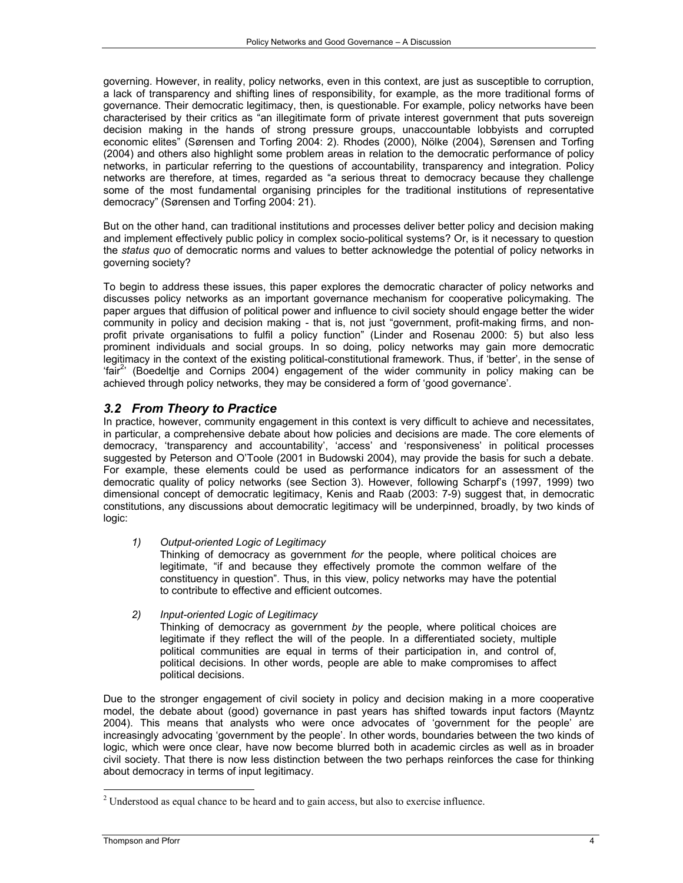governing. However, in reality, policy networks, even in this context, are just as susceptible to corruption, a lack of transparency and shifting lines of responsibility, for example, as the more traditional forms of governance. Their democratic legitimacy, then, is questionable. For example, policy networks have been characterised by their critics as "an illegitimate form of private interest government that puts sovereign decision making in the hands of strong pressure groups, unaccountable lobbyists and corrupted economic elites" (Sørensen and Torfing 2004: 2). Rhodes (2000), Nölke (2004), Sørensen and Torfing (2004) and others also highlight some problem areas in relation to the democratic performance of policy networks, in particular referring to the questions of accountability, transparency and integration. Policy networks are therefore, at times, regarded as "a serious threat to democracy because they challenge some of the most fundamental organising principles for the traditional institutions of representative democracy" (Sørensen and Torfing 2004: 21).

But on the other hand, can traditional institutions and processes deliver better policy and decision making and implement effectively public policy in complex socio-political systems? Or, is it necessary to question the *status quo* of democratic norms and values to better acknowledge the potential of policy networks in governing society?

To begin to address these issues, this paper explores the democratic character of policy networks and discusses policy networks as an important governance mechanism for cooperative policymaking. The paper argues that diffusion of political power and influence to civil society should engage better the wider community in policy and decision making - that is, not just "government, profit-making firms, and non-profit private organisations to fulfil a policy function" (Linder and Rosenau 2000: 5) but also less prominent individuals and social groups. In so doing, policy networks may gain more democratic legitimacy in the context of the existing political-constitutional framework. Thus, if 'better', in the sense of 'fair[2]' (Boedeltje and Cornips 2004) engagement of the wider community in policy making can be achieved through policy networks, they may be considered a form of 'good governance'.

## *3.2 From Theory to Practice*

In practice, however, community engagement in this context is very difficult to achieve and necessitates, in particular, a comprehensive debate about how policies and decisions are made. The core elements of democracy, 'transparency and accountability', 'access' and 'responsiveness' in political processes suggested by Peterson and O'Toole (2001 in Budowski 2004), may provide the basis for such a debate. For example, these elements could be used as performance indicators for an assessment of the democratic quality of policy networks (see Section 3). However, following Scharpf's (1997, 1999) two dimensional concept of democratic legitimacy, Kenis and Raab (2003: 7-9) suggest that, in democratic constitutions, any discussions about democratic legitimacy will be underpinned, broadly, by two kinds of logic:

1) *Output-oriented Logic of Legitimacy*
   Thinking of democracy as government *for* the people, where political choices are legitimate, "if and because they effectively promote the common welfare of the constituency in question". Thus, in this view, policy networks may have the potential to contribute to effective and efficient outcomes.

2) *Input-oriented Logic of Legitimacy*
   Thinking of democracy as government *by* the people, where political choices are legitimate if they reflect the will of the people. In a differentiated society, multiple political communities are equal in terms of their participation in, and control of, political decisions. In other words, people are able to make compromises to affect political decisions.

Due to the stronger engagement of civil society in policy and decision making in a more cooperative model, the debate about (good) governance in past years has shifted towards input factors (Mayntz 2004). This means that analysts who were once advocates of 'government for the people' are increasingly advocating 'government by the people'. In other words, boundaries between the two kinds of logic, which were once clear, have now become blurred both in academic circles as well as in broader civil society. That there is now less distinction between the two perhaps reinforces the case for thinking about democracy in terms of input legitimacy.

[2] Understood as equal chance to be heard and to gain access, but also to exercise influence.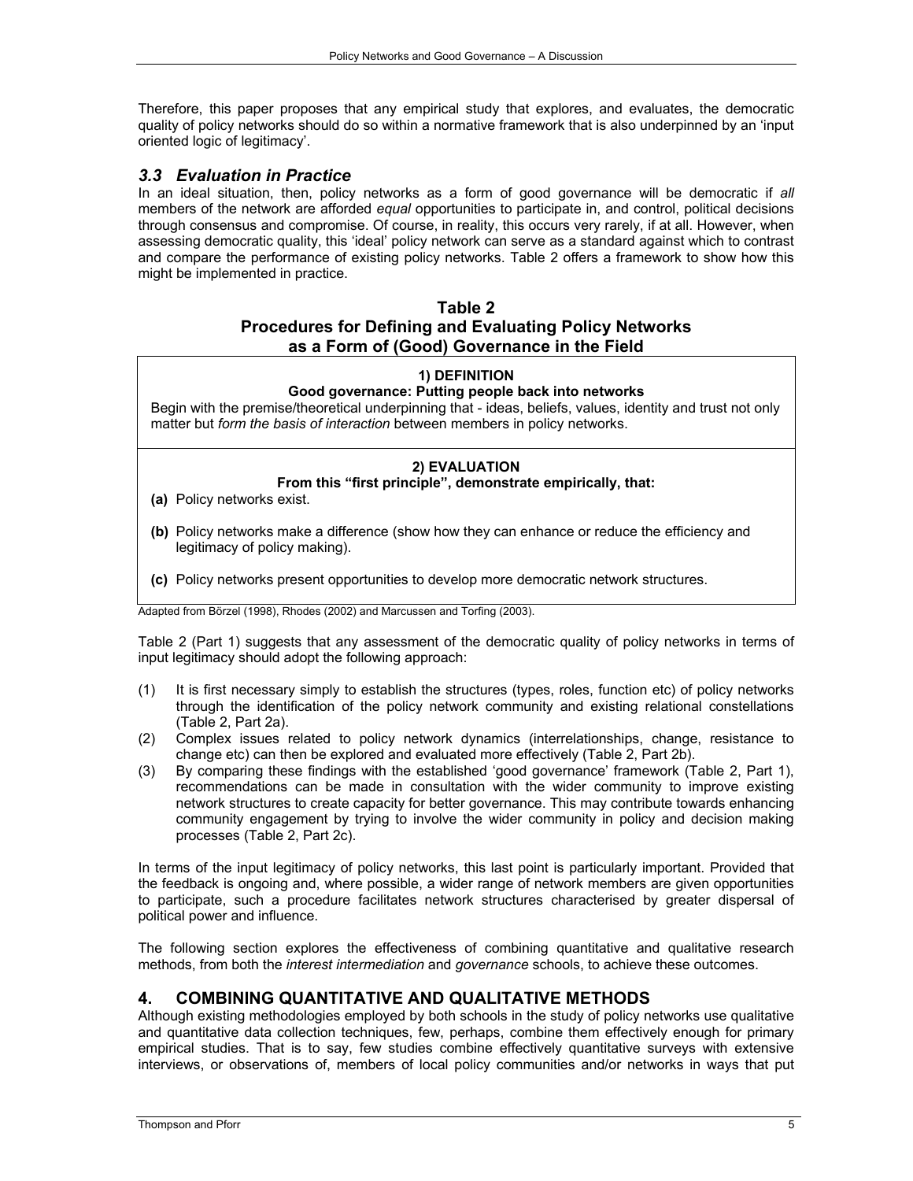Therefore, this paper proposes that any empirical study that explores, and evaluates, the democratic quality of policy networks should do so within a normative framework that is also underpinned by an 'input oriented logic of legitimacy'.

### *3.3 Evaluation in Practice*

In an ideal situation, then, policy networks as a form of good governance will be democratic if *all* members of the network are afforded *equal* opportunities to participate in, and control, political decisions through consensus and compromise. Of course, in reality, this occurs very rarely, if at all. However, when assessing democratic quality, this 'ideal' policy network can serve as a standard against which to contrast and compare the performance of existing policy networks. Table 2 offers a framework to show how this might be implemented in practice.

**Table 2**
**Procedures for Defining and Evaluating Policy Networks as a Form of (Good) Governance in the Field**

| **1) DEFINITION**<br>**Good governance: Putting people back into networks** |
|---|
| Begin with the premise/theoretical underpinning that - ideas, beliefs, values, identity and trust not only matter but *form the basis of interaction* between members in policy networks. |
| **2) EVALUATION**<br>**From this "first principle", demonstrate empirically, that:** |
| **(a)** Policy networks exist. |
| **(b)** Policy networks make a difference (show how they can enhance or reduce the efficiency and legitimacy of policy making). |
| **(c)** Policy networks present opportunities to develop more democratic network structures. |

Adapted from Börzel (1998), Rhodes (2002) and Marcussen and Torfing (2003).

Table 2 (Part 1) suggests that any assessment of the democratic quality of policy networks in terms of input legitimacy should adopt the following approach:

(1) It is first necessary simply to establish the structures (types, roles, function etc) of policy networks through the identification of the policy network community and existing relational constellations (Table 2, Part 2a).

(2) Complex issues related to policy network dynamics (interrelationships, change, resistance to change etc) can then be explored and evaluated more effectively (Table 2, Part 2b).

(3) By comparing these findings with the established 'good governance' framework (Table 2, Part 1), recommendations can be made in consultation with the wider community to improve existing network structures to create capacity for better governance. This may contribute towards enhancing community engagement by trying to involve the wider community in policy and decision making processes (Table 2, Part 2c).

In terms of the input legitimacy of policy networks, this last point is particularly important. Provided that the feedback is ongoing and, where possible, a wider range of network members are given opportunities to participate, such a procedure facilitates network structures characterised by greater dispersal of political power and influence.

The following section explores the effectiveness of combining quantitative and qualitative research methods, from both the *interest intermediation* and *governance* schools, to achieve these outcomes.

## 4. COMBINING QUANTITATIVE AND QUALITATIVE METHODS

Although existing methodologies employed by both schools in the study of policy networks use qualitative and quantitative data collection techniques, few, perhaps, combine them effectively enough for primary empirical studies. That is to say, few studies combine effectively quantitative surveys with extensive interviews, or observations of, members of local policy communities and/or networks in ways that put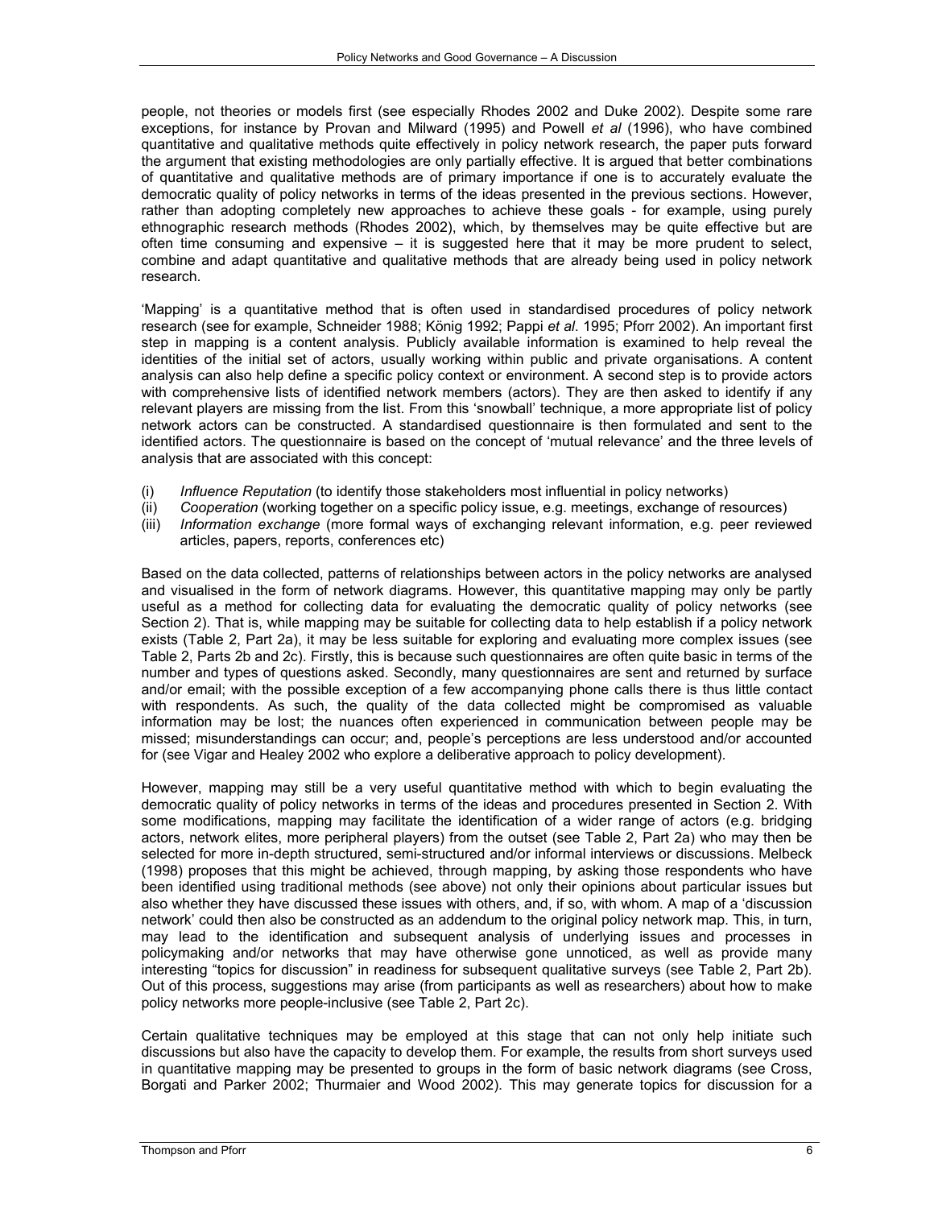people, not theories or models first (see especially Rhodes 2002 and Duke 2002). Despite some rare exceptions, for instance by Provan and Milward (1995) and Powell *et al* (1996), who have combined quantitative and qualitative methods quite effectively in policy network research, the paper puts forward the argument that existing methodologies are only partially effective. It is argued that better combinations of quantitative and qualitative methods are of primary importance if one is to accurately evaluate the democratic quality of policy networks in terms of the ideas presented in the previous sections. However, rather than adopting completely new approaches to achieve these goals - for example, using purely ethnographic research methods (Rhodes 2002), which, by themselves may be quite effective but are often time consuming and expensive – it is suggested here that it may be more prudent to select, combine and adapt quantitative and qualitative methods that are already being used in policy network research.

'Mapping' is a quantitative method that is often used in standardised procedures of policy network research (see for example, Schneider 1988; König 1992; Pappi *et al*. 1995; Pforr 2002). An important first step in mapping is a content analysis. Publicly available information is examined to help reveal the identities of the initial set of actors, usually working within public and private organisations. A content analysis can also help define a specific policy context or environment. A second step is to provide actors with comprehensive lists of identified network members (actors). They are then asked to identify if any relevant players are missing from the list. From this 'snowball' technique, a more appropriate list of policy network actors can be constructed. A standardised questionnaire is then formulated and sent to the identified actors. The questionnaire is based on the concept of 'mutual relevance' and the three levels of analysis that are associated with this concept:

(i) *Influence Reputation* (to identify those stakeholders most influential in policy networks)
(ii) *Cooperation* (working together on a specific policy issue, e.g. meetings, exchange of resources)
(iii) *Information exchange* (more formal ways of exchanging relevant information, e.g. peer reviewed articles, papers, reports, conferences etc)

Based on the data collected, patterns of relationships between actors in the policy networks are analysed and visualised in the form of network diagrams. However, this quantitative mapping may only be partly useful as a method for collecting data for evaluating the democratic quality of policy networks (see Section 2). That is, while mapping may be suitable for collecting data to help establish if a policy network exists (Table 2, Part 2a), it may be less suitable for exploring and evaluating more complex issues (see Table 2, Parts 2b and 2c). Firstly, this is because such questionnaires are often quite basic in terms of the number and types of questions asked. Secondly, many questionnaires are sent and returned by surface and/or email; with the possible exception of a few accompanying phone calls there is thus little contact with respondents. As such, the quality of the data collected might be compromised as valuable information may be lost; the nuances often experienced in communication between people may be missed; misunderstandings can occur; and, people's perceptions are less understood and/or accounted for (see Vigar and Healey 2002 who explore a deliberative approach to policy development).

However, mapping may still be a very useful quantitative method with which to begin evaluating the democratic quality of policy networks in terms of the ideas and procedures presented in Section 2. With some modifications, mapping may facilitate the identification of a wider range of actors (e.g. bridging actors, network elites, more peripheral players) from the outset (see Table 2, Part 2a) who may then be selected for more in-depth structured, semi-structured and/or informal interviews or discussions. Melbeck (1998) proposes that this might be achieved, through mapping, by asking those respondents who have been identified using traditional methods (see above) not only their opinions about particular issues but also whether they have discussed these issues with others, and, if so, with whom. A map of a 'discussion network' could then also be constructed as an addendum to the original policy network map. This, in turn, may lead to the identification and subsequent analysis of underlying issues and processes in policymaking and/or networks that may have otherwise gone unnoticed, as well as provide many interesting "topics for discussion" in readiness for subsequent qualitative surveys (see Table 2, Part 2b). Out of this process, suggestions may arise (from participants as well as researchers) about how to make policy networks more people-inclusive (see Table 2, Part 2c).

Certain qualitative techniques may be employed at this stage that can not only help initiate such discussions but also have the capacity to develop them. For example, the results from short surveys used in quantitative mapping may be presented to groups in the form of basic network diagrams (see Cross, Borgati and Parker 2002; Thurmaier and Wood 2002). This may generate topics for discussion for a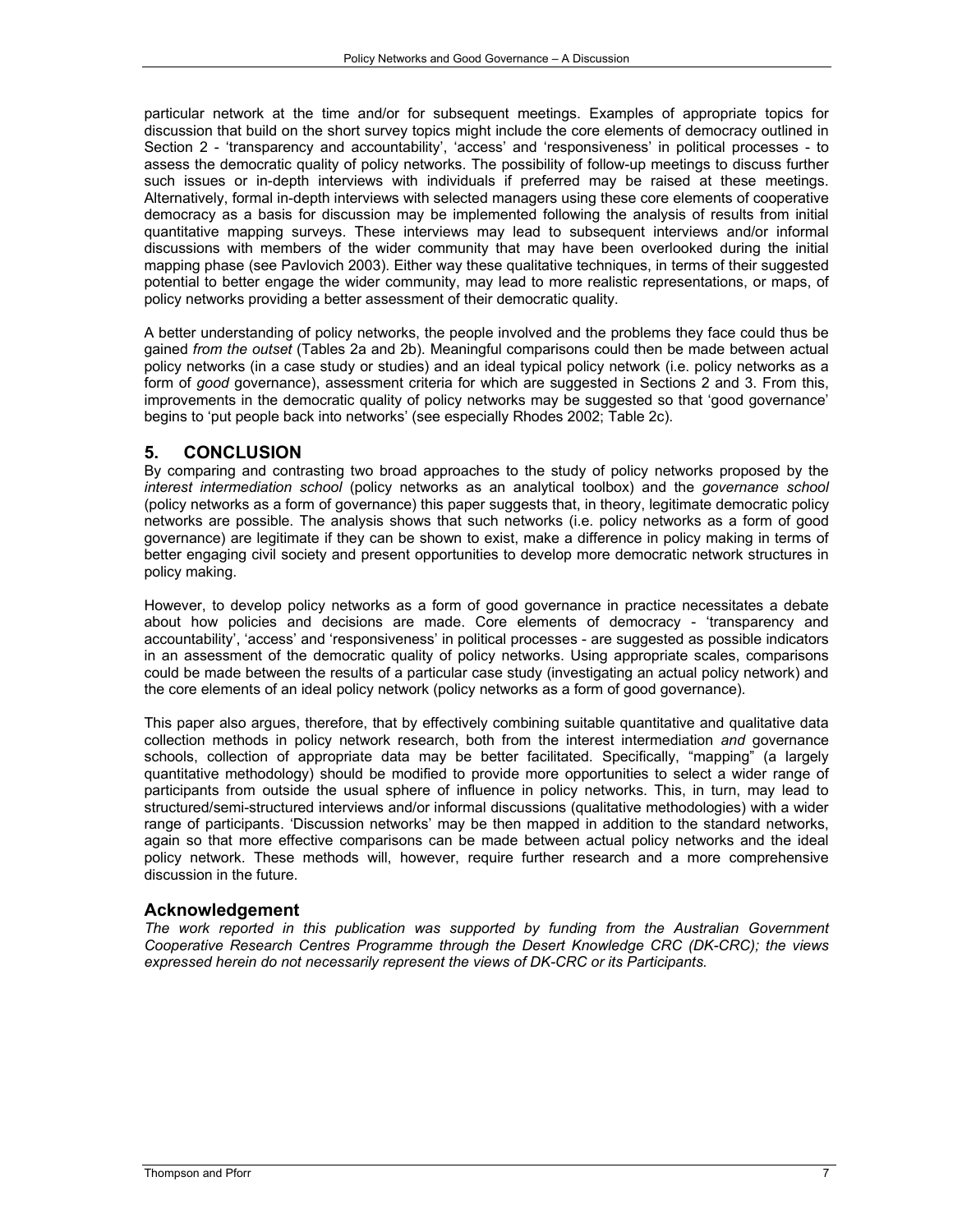particular network at the time and/or for subsequent meetings. Examples of appropriate topics for discussion that build on the short survey topics might include the core elements of democracy outlined in Section 2 - 'transparency and accountability', 'access' and 'responsiveness' in political processes - to assess the democratic quality of policy networks. The possibility of follow-up meetings to discuss further such issues or in-depth interviews with individuals if preferred may be raised at these meetings. Alternatively, formal in-depth interviews with selected managers using these core elements of cooperative democracy as a basis for discussion may be implemented following the analysis of results from initial quantitative mapping surveys. These interviews may lead to subsequent interviews and/or informal discussions with members of the wider community that may have been overlooked during the initial mapping phase (see Pavlovich 2003). Either way these qualitative techniques, in terms of their suggested potential to better engage the wider community, may lead to more realistic representations, or maps, of policy networks providing a better assessment of their democratic quality.

A better understanding of policy networks, the people involved and the problems they face could thus be gained *from the outset* (Tables 2a and 2b). Meaningful comparisons could then be made between actual policy networks (in a case study or studies) and an ideal typical policy network (i.e. policy networks as a form of *good* governance), assessment criteria for which are suggested in Sections 2 and 3. From this, improvements in the democratic quality of policy networks may be suggested so that 'good governance' begins to 'put people back into networks' (see especially Rhodes 2002; Table 2c).

## 5. CONCLUSION

By comparing and contrasting two broad approaches to the study of policy networks proposed by the *interest intermediation school* (policy networks as an analytical toolbox) and the *governance school* (policy networks as a form of governance) this paper suggests that, in theory, legitimate democratic policy networks are possible. The analysis shows that such networks (i.e. policy networks as a form of good governance) are legitimate if they can be shown to exist, make a difference in policy making in terms of better engaging civil society and present opportunities to develop more democratic network structures in policy making.

However, to develop policy networks as a form of good governance in practice necessitates a debate about how policies and decisions are made. Core elements of democracy - 'transparency and accountability', 'access' and 'responsiveness' in political processes - are suggested as possible indicators in an assessment of the democratic quality of policy networks. Using appropriate scales, comparisons could be made between the results of a particular case study (investigating an actual policy network) and the core elements of an ideal policy network (policy networks as a form of good governance).

This paper also argues, therefore, that by effectively combining suitable quantitative and qualitative data collection methods in policy network research, both from the interest intermediation *and* governance schools, collection of appropriate data may be better facilitated. Specifically, "mapping" (a largely quantitative methodology) should be modified to provide more opportunities to select a wider range of participants from outside the usual sphere of influence in policy networks. This, in turn, may lead to structured/semi-structured interviews and/or informal discussions (qualitative methodologies) with a wider range of participants. 'Discussion networks' may be then mapped in addition to the standard networks, again so that more effective comparisons can be made between actual policy networks and the ideal policy network. These methods will, however, require further research and a more comprehensive discussion in the future.

### Acknowledgement

*The work reported in this publication was supported by funding from the Australian Government Cooperative Research Centres Programme through the Desert Knowledge CRC (DK-CRC); the views expressed herein do not necessarily represent the views of DK-CRC or its Participants.*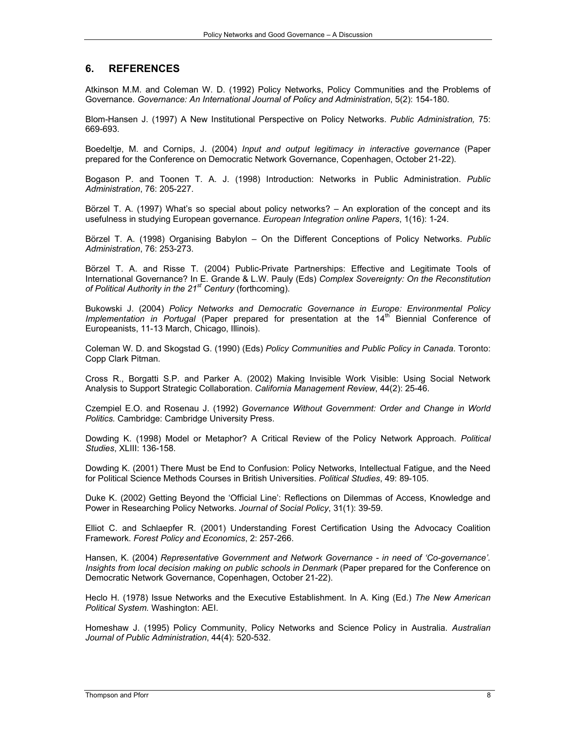## 6. REFERENCES

Atkinson M.M. and Coleman W. D. (1992) Policy Networks, Policy Communities and the Problems of Governance. *Governance: An International Journal of Policy and Administration*, 5(2): 154-180.

Blom-Hansen J. (1997) A New Institutional Perspective on Policy Networks. *Public Administration,* 75: 669-693.

Boedeltje, M. and Cornips, J. (2004) *Input and output legitimacy in interactive governance* (Paper prepared for the Conference on Democratic Network Governance, Copenhagen, October 21-22).

Bogason P. and Toonen T. A. J. (1998) Introduction: Networks in Public Administration. *Public Administration*, 76: 205-227.

Börzel T. A. (1997) What's so special about policy networks? – An exploration of the concept and its usefulness in studying European governance. *European Integration online Papers*, 1(16): 1-24.

Börzel T. A. (1998) Organising Babylon – On the Different Conceptions of Policy Networks. *Public Administration*, 76: 253-273.

Börzel T. A. and Risse T. (2004) Public-Private Partnerships: Effective and Legitimate Tools of International Governance? In E. Grande & L.W. Pauly (Eds) *Complex Sovereignty: On the Reconstitution of Political Authority in the 21st Century* (forthcoming).

Bukowski J. (2004) *Policy Networks and Democratic Governance in Europe: Environmental Policy Implementation in Portugal* (Paper prepared for presentation at the 14th Biennial Conference of Europeanists, 11-13 March, Chicago, Illinois).

Coleman W. D. and Skogstad G. (1990) (Eds) *Policy Communities and Public Policy in Canada*. Toronto: Copp Clark Pitman.

Cross R., Borgatti S.P. and Parker A. (2002) Making Invisible Work Visible: Using Social Network Analysis to Support Strategic Collaboration. *California Management Review*, 44(2): 25-46.

Czempiel E.O. and Rosenau J. (1992) *Governance Without Government: Order and Change in World Politics.* Cambridge: Cambridge University Press.

Dowding K. (1998) Model or Metaphor? A Critical Review of the Policy Network Approach. *Political Studies*, XLIII: 136-158.

Dowding K. (2001) There Must be End to Confusion: Policy Networks, Intellectual Fatigue, and the Need for Political Science Methods Courses in British Universities. *Political Studies*, 49: 89-105.

Duke K. (2002) Getting Beyond the 'Official Line': Reflections on Dilemmas of Access, Knowledge and Power in Researching Policy Networks. *Journal of Social Policy*, 31(1): 39-59.

Elliot C. and Schlaepfer R. (2001) Understanding Forest Certification Using the Advocacy Coalition Framework. *Forest Policy and Economics*, 2: 257-266.

Hansen, K. (2004) *Representative Government and Network Governance - in need of 'Co-governance'. Insights from local decision making on public schools in Denmark* (Paper prepared for the Conference on Democratic Network Governance, Copenhagen, October 21-22).

Heclo H. (1978) Issue Networks and the Executive Establishment. In A. King (Ed.) *The New American Political System.* Washington: AEI.

Homeshaw J. (1995) Policy Community, Policy Networks and Science Policy in Australia. *Australian Journal of Public Administration*, 44(4): 520-532.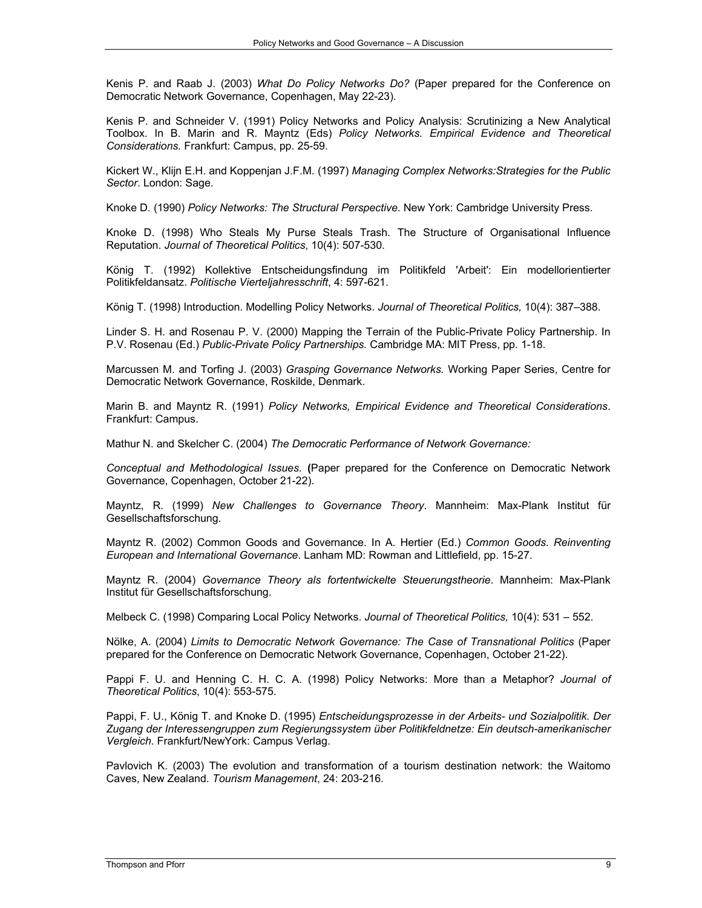Kenis P. and Raab J. (2003) *What Do Policy Networks Do?* (Paper prepared for the Conference on Democratic Network Governance, Copenhagen, May 22-23).

Kenis P. and Schneider V. (1991) Policy Networks and Policy Analysis: Scrutinizing a New Analytical Toolbox. In B. Marin and R. Mayntz (Eds) *Policy Networks. Empirical Evidence and Theoretical Considerations.* Frankfurt: Campus, pp. 25-59.

Kickert W., Klijn E.H. and Koppenjan J.F.M. (1997) *Managing Complex Networks:Strategies for the Public Sector*. London: Sage.

Knoke D. (1990) *Policy Networks: The Structural Perspective*. New York: Cambridge University Press.

Knoke D. (1998) Who Steals My Purse Steals Trash. The Structure of Organisational Influence Reputation. *Journal of Theoretical Politics*, 10(4): 507-530.

König T. (1992) Kollektive Entscheidungsfindung im Politikfeld 'Arbeit': Ein modellorientierter Politikfeldansatz. *Politische Vierteljahresschrift*, 4: 597-621.

König T. (1998) Introduction. Modelling Policy Networks. *Journal of Theoretical Politics,* 10(4): 387–388.

Linder S. H. and Rosenau P. V. (2000) Mapping the Terrain of the Public-Private Policy Partnership. In P.V. Rosenau (Ed.) *Public-Private Policy Partnerships.* Cambridge MA: MIT Press, pp. 1-18.

Marcussen M. and Torfing J. (2003) *Grasping Governance Networks.* Working Paper Series, Centre for Democratic Network Governance, Roskilde, Denmark.

Marin B. and Mayntz R. (1991) *Policy Networks, Empirical Evidence and Theoretical Considerations*. Frankfurt: Campus.

Mathur N. and Skelcher C. (2004) *The Democratic Performance of Network Governance:*

*Conceptual and Methodological Issues.* **(**Paper prepared for the Conference on Democratic Network Governance, Copenhagen, October 21-22).

Mayntz, R. (1999) *New Challenges to Governance Theory*. Mannheim: Max-Plank Institut für Gesellschaftsforschung.

Mayntz R. (2002) Common Goods and Governance. In A. Hertier (Ed.) *Common Goods. Reinventing European and International Governance*. Lanham MD: Rowman and Littlefield, pp. 15-27.

Mayntz R. (2004) *Governance Theory als fortentwickelte Steuerungstheorie*. Mannheim: Max-Plank Institut für Gesellschaftsforschung.

Melbeck C. (1998) Comparing Local Policy Networks. *Journal of Theoretical Politics,* 10(4): 531 – 552.

Nölke, A. (2004) *Limits to Democratic Network Governance: The Case of Transnational Politics* (Paper prepared for the Conference on Democratic Network Governance, Copenhagen, October 21-22).

Pappi F. U. and Henning C. H. C. A. (1998) Policy Networks: More than a Metaphor? *Journal of Theoretical Politics*, 10(4): 553-575.

Pappi, F. U., König T. and Knoke D. (1995) *Entscheidungsprozesse in der Arbeits- und Sozialpolitik. Der Zugang der Interessengruppen zum Regierungssystem über Politikfeldnetze: Ein deutsch-amerikanischer Vergleich*. Frankfurt/NewYork: Campus Verlag.

Pavlovich K. (2003) The evolution and transformation of a tourism destination network: the Waitomo Caves, New Zealand. *Tourism Management*, 24: 203-216.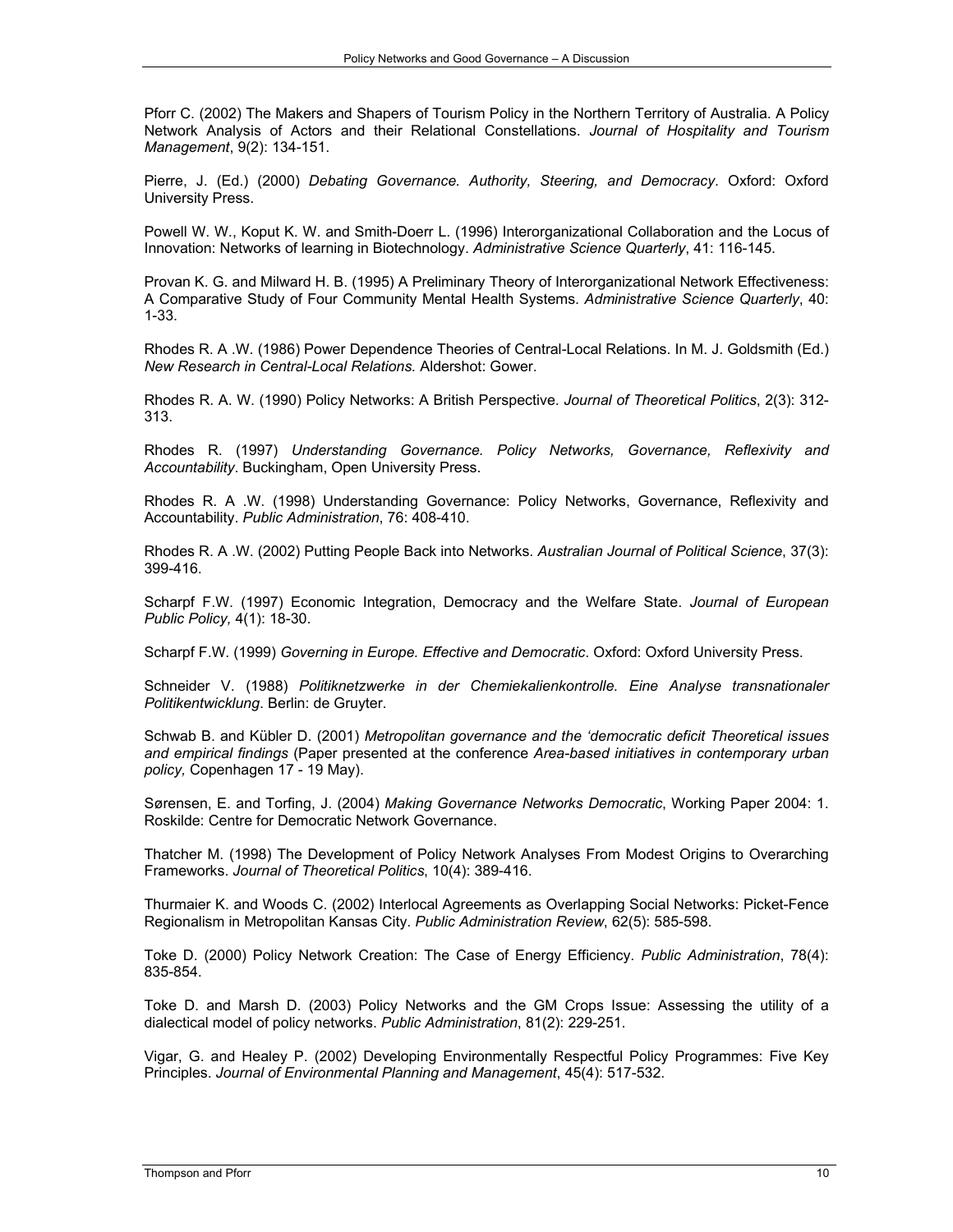Pforr C. (2002) The Makers and Shapers of Tourism Policy in the Northern Territory of Australia. A Policy Network Analysis of Actors and their Relational Constellations. *Journal of Hospitality and Tourism Management*, 9(2): 134-151.

Pierre, J. (Ed.) (2000) *Debating Governance. Authority, Steering, and Democracy*. Oxford: Oxford University Press.

Powell W. W., Koput K. W. and Smith-Doerr L. (1996) Interorganizational Collaboration and the Locus of Innovation: Networks of learning in Biotechnology. *Administrative Science Quarterly*, 41: 116-145.

Provan K. G. and Milward H. B. (1995) A Preliminary Theory of Interorganizational Network Effectiveness: A Comparative Study of Four Community Mental Health Systems. *Administrative Science Quarterly*, 40: 1-33.

Rhodes R. A .W. (1986) Power Dependence Theories of Central-Local Relations. In M. J. Goldsmith (Ed.) *New Research in Central-Local Relations.* Aldershot: Gower.

Rhodes R. A. W. (1990) Policy Networks: A British Perspective. *Journal of Theoretical Politics*, 2(3): 312-313.

Rhodes R. (1997) *Understanding Governance. Policy Networks, Governance, Reflexivity and Accountability*. Buckingham, Open University Press.

Rhodes R. A .W. (1998) Understanding Governance: Policy Networks, Governance, Reflexivity and Accountability. *Public Administration*, 76: 408-410.

Rhodes R. A .W. (2002) Putting People Back into Networks. *Australian Journal of Political Science*, 37(3): 399-416.

Scharpf F.W. (1997) Economic Integration, Democracy and the Welfare State. *Journal of European Public Policy,* 4(1): 18-30.

Scharpf F.W. (1999) *Governing in Europe. Effective and Democratic*. Oxford: Oxford University Press.

Schneider V. (1988) *Politiknetzwerke in der Chemiekalienkontrolle. Eine Analyse transnationaler Politikentwicklung*. Berlin: de Gruyter.

Schwab B. and Kübler D. (2001) *Metropolitan governance and the 'democratic deficit Theoretical issues and empirical findings* (Paper presented at the conference *Area-based initiatives in contemporary urban policy,* Copenhagen 17 - 19 May).

Sørensen, E. and Torfing, J. (2004) *Making Governance Networks Democratic*, Working Paper 2004: 1. Roskilde: Centre for Democratic Network Governance.

Thatcher M. (1998) The Development of Policy Network Analyses From Modest Origins to Overarching Frameworks. *Journal of Theoretical Politics*, 10(4): 389-416.

Thurmaier K. and Woods C. (2002) Interlocal Agreements as Overlapping Social Networks: Picket-Fence Regionalism in Metropolitan Kansas City. *Public Administration Review*, 62(5): 585-598.

Toke D. (2000) Policy Network Creation: The Case of Energy Efficiency. *Public Administration*, 78(4): 835-854.

Toke D. and Marsh D. (2003) Policy Networks and the GM Crops Issue: Assessing the utility of a dialectical model of policy networks. *Public Administration*, 81(2): 229-251.

Vigar, G. and Healey P. (2002) Developing Environmentally Respectful Policy Programmes: Five Key Principles. *Journal of Environmental Planning and Management*, 45(4): 517-532.